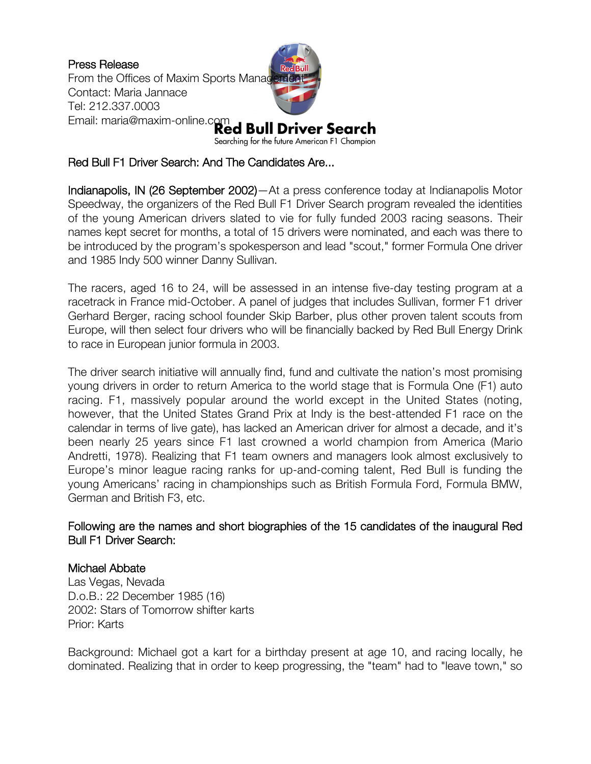Press Release
From the Offices of Maxim Sports Management
Contact: Maria Jannace
Tel: 212.337.0003
Email: maria@maxim-online.com

**Red Bull Driver Search**
Searching for the future American F1 Champion

## Red Bull F1 Driver Search: And The Candidates Are...

Indianapolis, IN (26 September 2002)—At a press conference today at Indianapolis Motor Speedway, the organizers of the Red Bull F1 Driver Search program revealed the identities of the young American drivers slated to vie for fully funded 2003 racing seasons. Their names kept secret for months, a total of 15 drivers were nominated, and each was there to be introduced by the program's spokesperson and lead "scout," former Formula One driver and 1985 Indy 500 winner Danny Sullivan.

The racers, aged 16 to 24, will be assessed in an intense five-day testing program at a racetrack in France mid-October. A panel of judges that includes Sullivan, former F1 driver Gerhard Berger, racing school founder Skip Barber, plus other proven talent scouts from Europe, will then select four drivers who will be financially backed by Red Bull Energy Drink to race in European junior formula in 2003.

The driver search initiative will annually find, fund and cultivate the nation's most promising young drivers in order to return America to the world stage that is Formula One (F1) auto racing. F1, massively popular around the world except in the United States (noting, however, that the United States Grand Prix at Indy is the best-attended F1 race on the calendar in terms of live gate), has lacked an American driver for almost a decade, and it's been nearly 25 years since F1 last crowned a world champion from America (Mario Andretti, 1978). Realizing that F1 team owners and managers look almost exclusively to Europe's minor league racing ranks for up-and-coming talent, Red Bull is funding the young Americans' racing in championships such as British Formula Ford, Formula BMW, German and British F3, etc.

Following are the names and short biographies of the 15 candidates of the inaugural Red Bull F1 Driver Search:

### Michael Abbate

Las Vegas, Nevada
D.o.B.: 22 December 1985 (16)
2002: Stars of Tomorrow shifter karts
Prior: Karts

Background: Michael got a kart for a birthday present at age 10, and racing locally, he dominated. Realizing that in order to keep progressing, the "team" had to "leave town," so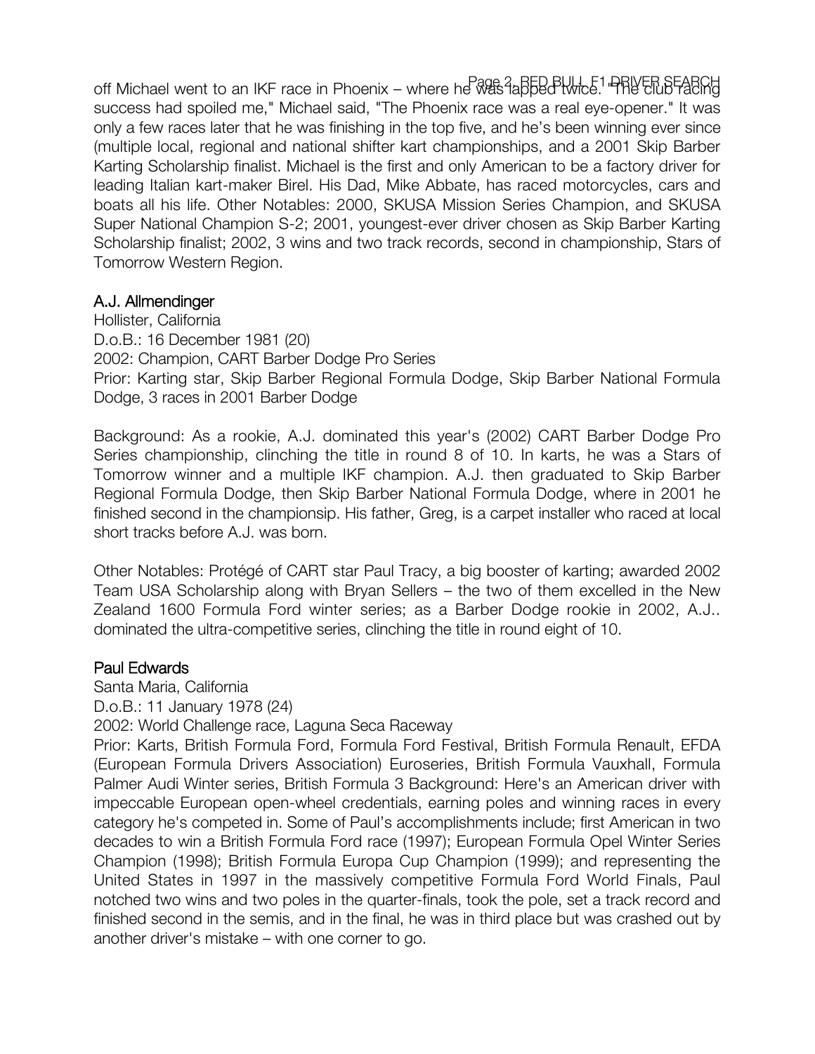off Michael went to an IKF race in Phoenix – where he was lapped twice. "The club racing success had spoiled me," Michael said, "The Phoenix race was a real eye-opener." It was only a few races later that he was finishing in the top five, and he's been winning ever since (multiple local, regional and national shifter kart championships, and a 2001 Skip Barber Karting Scholarship finalist. Michael is the first and only American to be a factory driver for leading Italian kart-maker Birel. His Dad, Mike Abbate, has raced motorcycles, cars and boats all his life. Other Notables: 2000, SKUSA Mission Series Champion, and SKUSA Super National Champion S-2; 2001, youngest-ever driver chosen as Skip Barber Karting Scholarship finalist; 2002, 3 wins and two track records, second in championship, Stars of Tomorrow Western Region.

## A.J. Allmendinger

Hollister, California
D.o.B.: 16 December 1981 (20)
2002: Champion, CART Barber Dodge Pro Series
Prior: Karting star, Skip Barber Regional Formula Dodge, Skip Barber National Formula Dodge, 3 races in 2001 Barber Dodge

Background: As a rookie, A.J. dominated this year's (2002) CART Barber Dodge Pro Series championship, clinching the title in round 8 of 10. In karts, he was a Stars of Tomorrow winner and a multiple IKF champion. A.J. then graduated to Skip Barber Regional Formula Dodge, then Skip Barber National Formula Dodge, where in 2001 he finished second in the championsip. His father, Greg, is a carpet installer who raced at local short tracks before A.J. was born.

Other Notables: Protégé of CART star Paul Tracy, a big booster of karting; awarded 2002 Team USA Scholarship along with Bryan Sellers – the two of them excelled in the New Zealand 1600 Formula Ford winter series; as a Barber Dodge rookie in 2002, A.J.. dominated the ultra-competitive series, clinching the title in round eight of 10.

## Paul Edwards

Santa Maria, California
D.o.B.: 11 January 1978 (24)
2002: World Challenge race, Laguna Seca Raceway
Prior: Karts, British Formula Ford, Formula Ford Festival, British Formula Renault, EFDA (European Formula Drivers Association) Euroseries, British Formula Vauxhall, Formula Palmer Audi Winter series, British Formula 3 Background: Here's an American driver with impeccable European open-wheel credentials, earning poles and winning races in every category he's competed in. Some of Paul's accomplishments include; first American in two decades to win a British Formula Ford race (1997); European Formula Opel Winter Series Champion (1998); British Formula Europa Cup Champion (1999); and representing the United States in 1997 in the massively competitive Formula Ford World Finals, Paul notched two wins and two poles in the quarter-finals, took the pole, set a track record and finished second in the semis, and in the final, he was in third place but was crashed out by another driver's mistake – with one corner to go.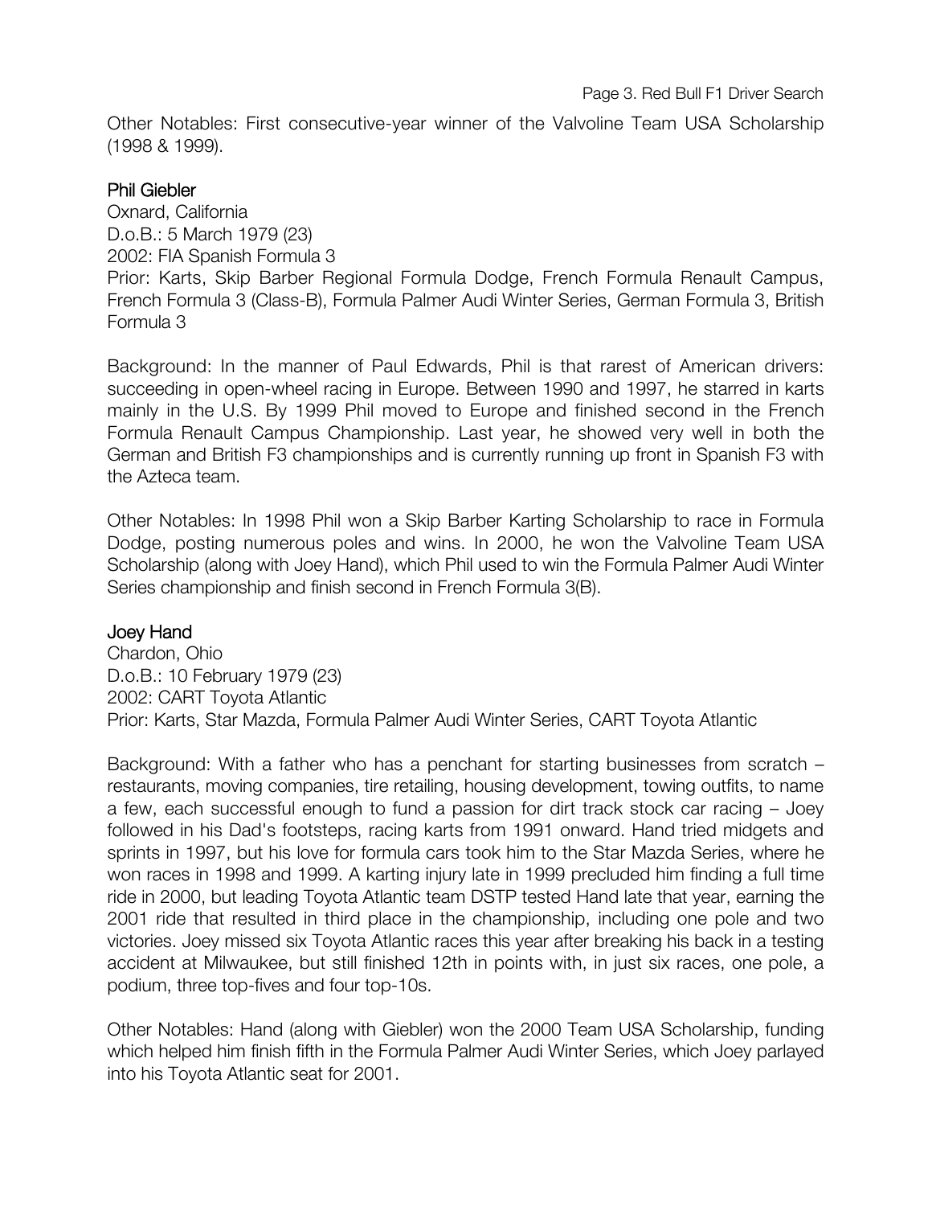Other Notables: First consecutive-year winner of the Valvoline Team USA Scholarship (1998 & 1999).

### Phil Giebler

Oxnard, California
D.o.B.: 5 March 1979 (23)
2002: FIA Spanish Formula 3
Prior: Karts, Skip Barber Regional Formula Dodge, French Formula Renault Campus, French Formula 3 (Class-B), Formula Palmer Audi Winter Series, German Formula 3, British Formula 3

Background: In the manner of Paul Edwards, Phil is that rarest of American drivers: succeeding in open-wheel racing in Europe. Between 1990 and 1997, he starred in karts mainly in the U.S. By 1999 Phil moved to Europe and finished second in the French Formula Renault Campus Championship. Last year, he showed very well in both the German and British F3 championships and is currently running up front in Spanish F3 with the Azteca team.

Other Notables: In 1998 Phil won a Skip Barber Karting Scholarship to race in Formula Dodge, posting numerous poles and wins. In 2000, he won the Valvoline Team USA Scholarship (along with Joey Hand), which Phil used to win the Formula Palmer Audi Winter Series championship and finish second in French Formula 3(B).

### Joey Hand

Chardon, Ohio
D.o.B.: 10 February 1979 (23)
2002: CART Toyota Atlantic
Prior: Karts, Star Mazda, Formula Palmer Audi Winter Series, CART Toyota Atlantic

Background: With a father who has a penchant for starting businesses from scratch – restaurants, moving companies, tire retailing, housing development, towing outfits, to name a few, each successful enough to fund a passion for dirt track stock car racing – Joey followed in his Dad's footsteps, racing karts from 1991 onward. Hand tried midgets and sprints in 1997, but his love for formula cars took him to the Star Mazda Series, where he won races in 1998 and 1999. A karting injury late in 1999 precluded him finding a full time ride in 2000, but leading Toyota Atlantic team DSTP tested Hand late that year, earning the 2001 ride that resulted in third place in the championship, including one pole and two victories. Joey missed six Toyota Atlantic races this year after breaking his back in a testing accident at Milwaukee, but still finished 12th in points with, in just six races, one pole, a podium, three top-fives and four top-10s.

Other Notables: Hand (along with Giebler) won the 2000 Team USA Scholarship, funding which helped him finish fifth in the Formula Palmer Audi Winter Series, which Joey parlayed into his Toyota Atlantic seat for 2001.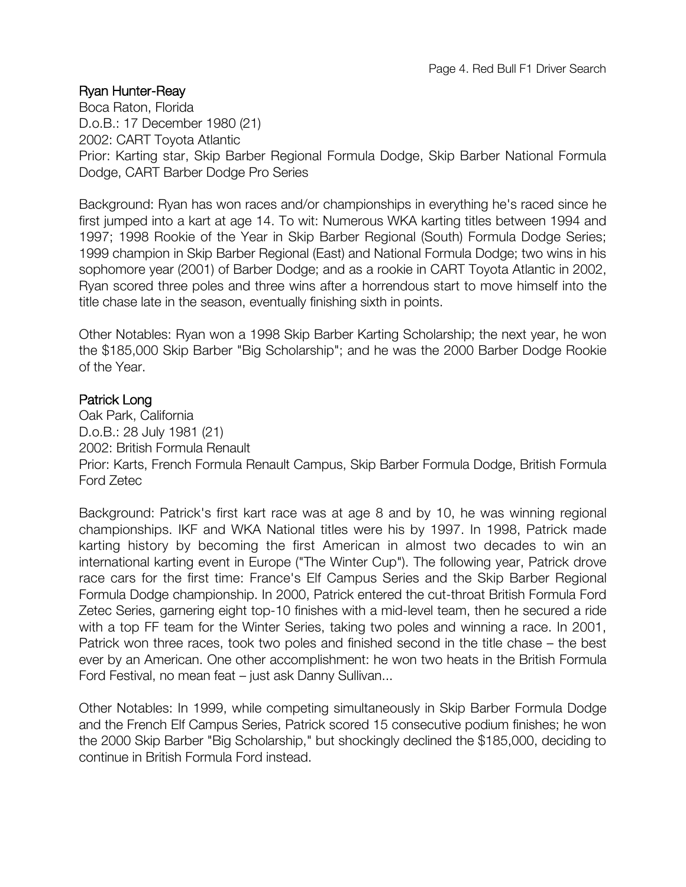## Ryan Hunter-Reay

Boca Raton, Florida
D.o.B.: 17 December 1980 (21)
2002: CART Toyota Atlantic
Prior: Karting star, Skip Barber Regional Formula Dodge, Skip Barber National Formula Dodge, CART Barber Dodge Pro Series

Background: Ryan has won races and/or championships in everything he's raced since he first jumped into a kart at age 14. To wit: Numerous WKA karting titles between 1994 and 1997; 1998 Rookie of the Year in Skip Barber Regional (South) Formula Dodge Series; 1999 champion in Skip Barber Regional (East) and National Formula Dodge; two wins in his sophomore year (2001) of Barber Dodge; and as a rookie in CART Toyota Atlantic in 2002, Ryan scored three poles and three wins after a horrendous start to move himself into the title chase late in the season, eventually finishing sixth in points.

Other Notables: Ryan won a 1998 Skip Barber Karting Scholarship; the next year, he won the $185,000 Skip Barber "Big Scholarship"; and he was the 2000 Barber Dodge Rookie of the Year.

## Patrick Long

Oak Park, California
D.o.B.: 28 July 1981 (21)
2002: British Formula Renault
Prior: Karts, French Formula Renault Campus, Skip Barber Formula Dodge, British Formula Ford Zetec

Background: Patrick's first kart race was at age 8 and by 10, he was winning regional championships. IKF and WKA National titles were his by 1997. In 1998, Patrick made karting history by becoming the first American in almost two decades to win an international karting event in Europe ("The Winter Cup"). The following year, Patrick drove race cars for the first time: France's Elf Campus Series and the Skip Barber Regional Formula Dodge championship. In 2000, Patrick entered the cut-throat British Formula Ford Zetec Series, garnering eight top-10 finishes with a mid-level team, then he secured a ride with a top FF team for the Winter Series, taking two poles and winning a race. In 2001, Patrick won three races, took two poles and finished second in the title chase – the best ever by an American. One other accomplishment: he won two heats in the British Formula Ford Festival, no mean feat – just ask Danny Sullivan...

Other Notables: In 1999, while competing simultaneously in Skip Barber Formula Dodge and the French Elf Campus Series, Patrick scored 15 consecutive podium finishes; he won the 2000 Skip Barber "Big Scholarship," but shockingly declined the $185,000, deciding to continue in British Formula Ford instead.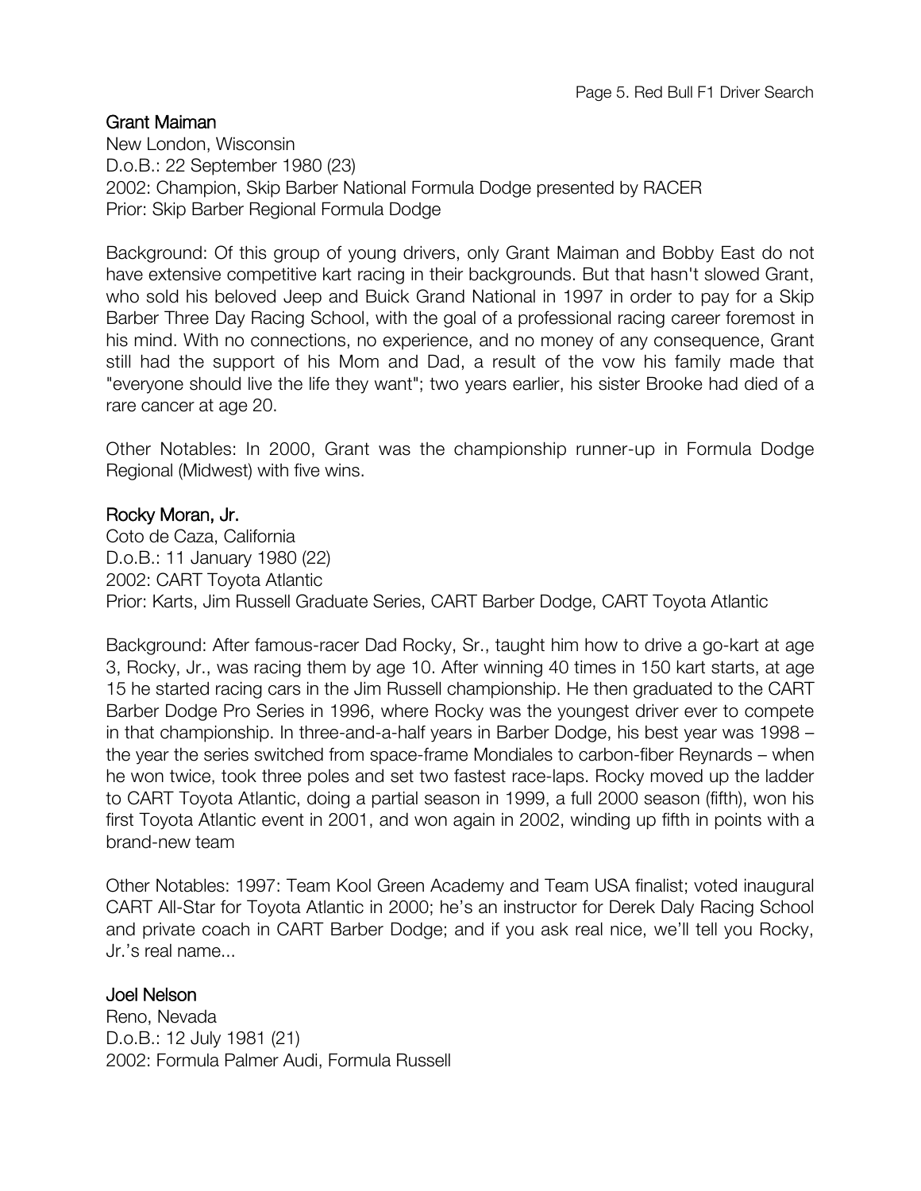## Grant Maiman

New London, Wisconsin
D.o.B.: 22 September 1980 (23)
2002: Champion, Skip Barber National Formula Dodge presented by RACER
Prior: Skip Barber Regional Formula Dodge

Background: Of this group of young drivers, only Grant Maiman and Bobby East do not have extensive competitive kart racing in their backgrounds. But that hasn't slowed Grant, who sold his beloved Jeep and Buick Grand National in 1997 in order to pay for a Skip Barber Three Day Racing School, with the goal of a professional racing career foremost in his mind. With no connections, no experience, and no money of any consequence, Grant still had the support of his Mom and Dad, a result of the vow his family made that "everyone should live the life they want"; two years earlier, his sister Brooke had died of a rare cancer at age 20.

Other Notables: In 2000, Grant was the championship runner-up in Formula Dodge Regional (Midwest) with five wins.

## Rocky Moran, Jr.

Coto de Caza, California
D.o.B.: 11 January 1980 (22)
2002: CART Toyota Atlantic
Prior: Karts, Jim Russell Graduate Series, CART Barber Dodge, CART Toyota Atlantic

Background: After famous-racer Dad Rocky, Sr., taught him how to drive a go-kart at age 3, Rocky, Jr., was racing them by age 10. After winning 40 times in 150 kart starts, at age 15 he started racing cars in the Jim Russell championship. He then graduated to the CART Barber Dodge Pro Series in 1996, where Rocky was the youngest driver ever to compete in that championship. In three-and-a-half years in Barber Dodge, his best year was 1998 – the year the series switched from space-frame Mondiales to carbon-fiber Reynards – when he won twice, took three poles and set two fastest race-laps. Rocky moved up the ladder to CART Toyota Atlantic, doing a partial season in 1999, a full 2000 season (fifth), won his first Toyota Atlantic event in 2001, and won again in 2002, winding up fifth in points with a brand-new team

Other Notables: 1997: Team Kool Green Academy and Team USA finalist; voted inaugural CART All-Star for Toyota Atlantic in 2000; he's an instructor for Derek Daly Racing School and private coach in CART Barber Dodge; and if you ask real nice, we'll tell you Rocky, Jr.'s real name...

## Joel Nelson

Reno, Nevada
D.o.B.: 12 July 1981 (21)
2002: Formula Palmer Audi, Formula Russell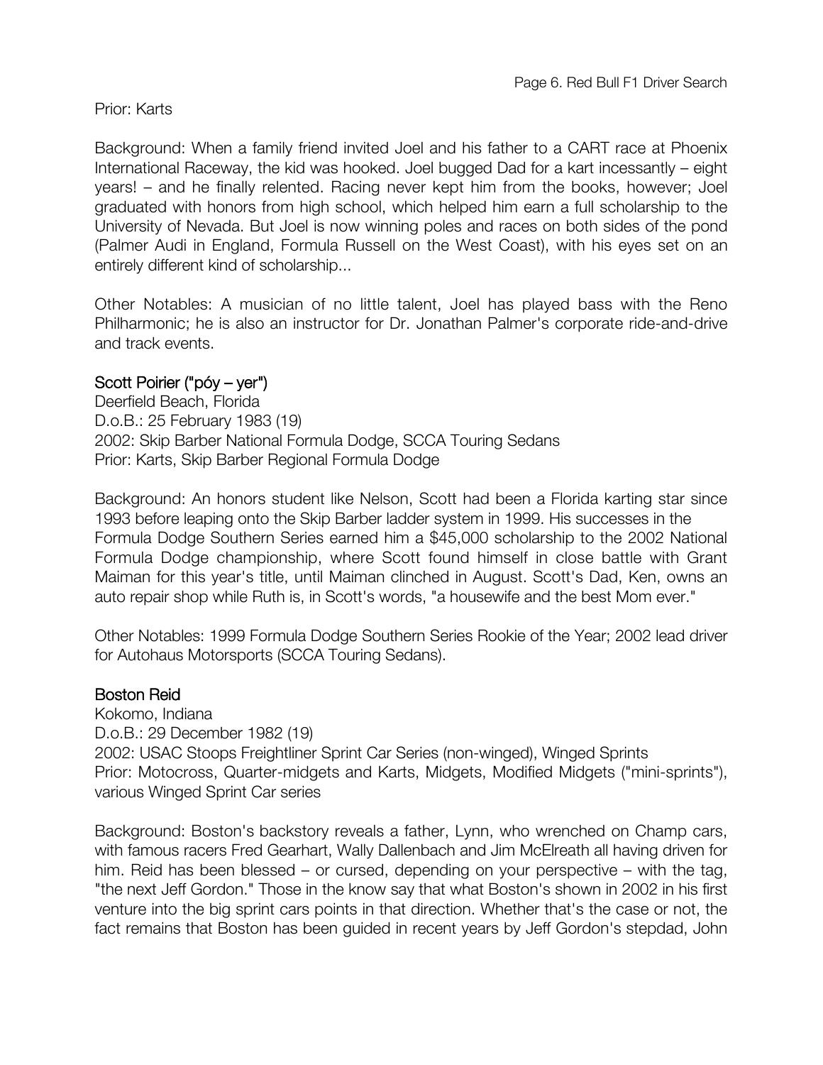Prior: Karts

Background: When a family friend invited Joel and his father to a CART race at Phoenix International Raceway, the kid was hooked. Joel bugged Dad for a kart incessantly – eight years! – and he finally relented. Racing never kept him from the books, however; Joel graduated with honors from high school, which helped him earn a full scholarship to the University of Nevada. But Joel is now winning poles and races on both sides of the pond (Palmer Audi in England, Formula Russell on the West Coast), with his eyes set on an entirely different kind of scholarship...

Other Notables: A musician of no little talent, Joel has played bass with the Reno Philharmonic; he is also an instructor for Dr. Jonathan Palmer's corporate ride-and-drive and track events.

### Scott Poirier ("póy – yer")

Deerfield Beach, Florida
D.o.B.: 25 February 1983 (19)
2002: Skip Barber National Formula Dodge, SCCA Touring Sedans
Prior: Karts, Skip Barber Regional Formula Dodge

Background: An honors student like Nelson, Scott had been a Florida karting star since 1993 before leaping onto the Skip Barber ladder system in 1999. His successes in the Formula Dodge Southern Series earned him a $45,000 scholarship to the 2002 National Formula Dodge championship, where Scott found himself in close battle with Grant Maiman for this year's title, until Maiman clinched in August. Scott's Dad, Ken, owns an auto repair shop while Ruth is, in Scott's words, "a housewife and the best Mom ever."

Other Notables: 1999 Formula Dodge Southern Series Rookie of the Year; 2002 lead driver for Autohaus Motorsports (SCCA Touring Sedans).

### Boston Reid

Kokomo, Indiana
D.o.B.: 29 December 1982 (19)
2002: USAC Stoops Freightliner Sprint Car Series (non-winged), Winged Sprints
Prior: Motocross, Quarter-midgets and Karts, Midgets, Modified Midgets ("mini-sprints"), various Winged Sprint Car series

Background: Boston's backstory reveals a father, Lynn, who wrenched on Champ cars, with famous racers Fred Gearhart, Wally Dallenbach and Jim McElreath all having driven for him. Reid has been blessed – or cursed, depending on your perspective – with the tag, "the next Jeff Gordon." Those in the know say that what Boston's shown in 2002 in his first venture into the big sprint cars points in that direction. Whether that's the case or not, the fact remains that Boston has been guided in recent years by Jeff Gordon's stepdad, John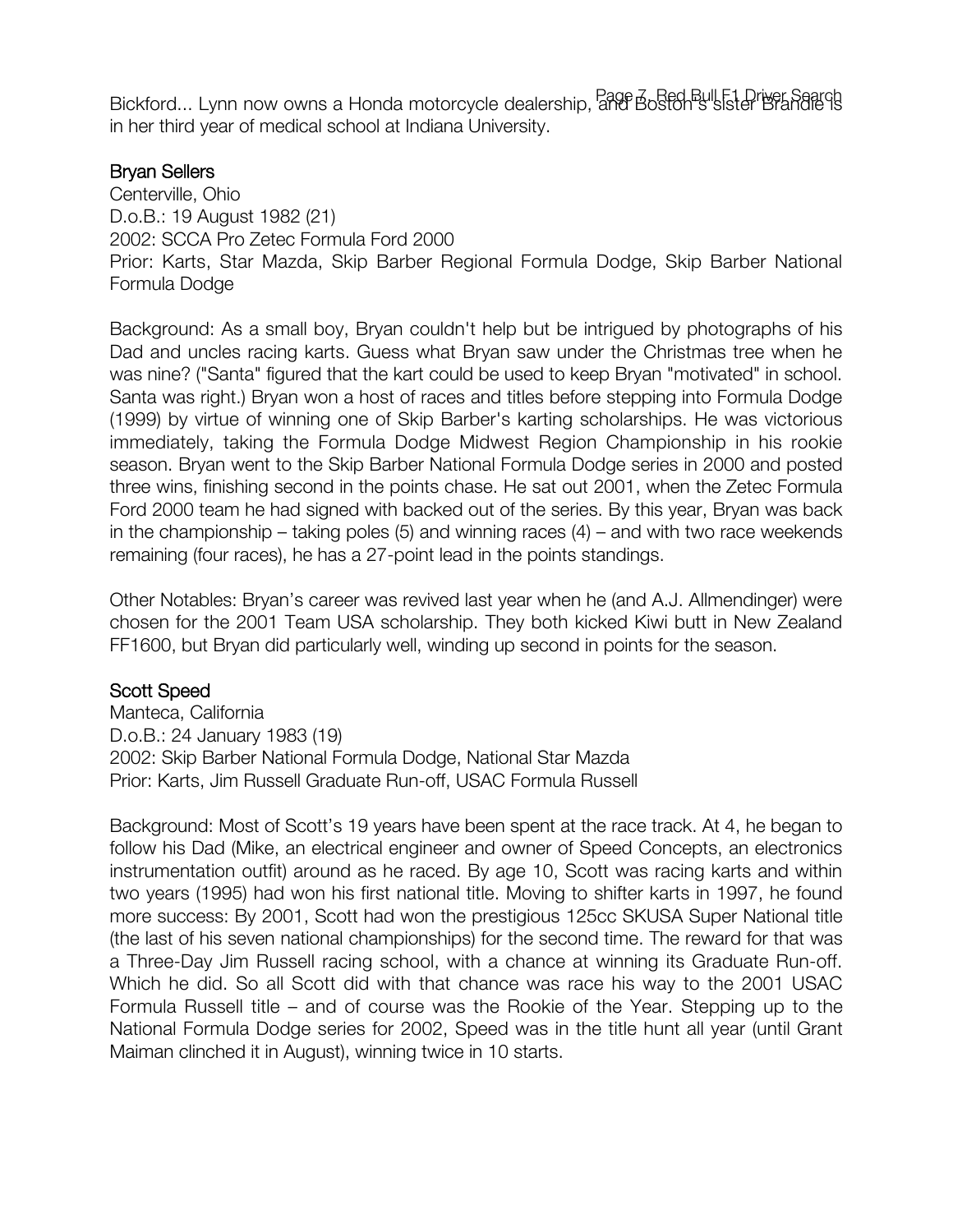Bickford... Lynn now owns a Honda motorcycle dealership, and Boston's sister Brandie is in her third year of medical school at Indiana University.

## Bryan Sellers

Centerville, Ohio
D.o.B.: 19 August 1982 (21)
2002: SCCA Pro Zetec Formula Ford 2000
Prior: Karts, Star Mazda, Skip Barber Regional Formula Dodge, Skip Barber National Formula Dodge

Background: As a small boy, Bryan couldn't help but be intrigued by photographs of his Dad and uncles racing karts. Guess what Bryan saw under the Christmas tree when he was nine? ("Santa" figured that the kart could be used to keep Bryan "motivated" in school. Santa was right.) Bryan won a host of races and titles before stepping into Formula Dodge (1999) by virtue of winning one of Skip Barber's karting scholarships. He was victorious immediately, taking the Formula Dodge Midwest Region Championship in his rookie season. Bryan went to the Skip Barber National Formula Dodge series in 2000 and posted three wins, finishing second in the points chase. He sat out 2001, when the Zetec Formula Ford 2000 team he had signed with backed out of the series. By this year, Bryan was back in the championship – taking poles (5) and winning races (4) – and with two race weekends remaining (four races), he has a 27-point lead in the points standings.

Other Notables: Bryan's career was revived last year when he (and A.J. Allmendinger) were chosen for the 2001 Team USA scholarship. They both kicked Kiwi butt in New Zealand FF1600, but Bryan did particularly well, winding up second in points for the season.

## Scott Speed

Manteca, California
D.o.B.: 24 January 1983 (19)
2002: Skip Barber National Formula Dodge, National Star Mazda
Prior: Karts, Jim Russell Graduate Run-off, USAC Formula Russell

Background: Most of Scott's 19 years have been spent at the race track. At 4, he began to follow his Dad (Mike, an electrical engineer and owner of Speed Concepts, an electronics instrumentation outfit) around as he raced. By age 10, Scott was racing karts and within two years (1995) had won his first national title. Moving to shifter karts in 1997, he found more success: By 2001, Scott had won the prestigious 125cc SKUSA Super National title (the last of his seven national championships) for the second time. The reward for that was a Three-Day Jim Russell racing school, with a chance at winning its Graduate Run-off. Which he did. So all Scott did with that chance was race his way to the 2001 USAC Formula Russell title – and of course was the Rookie of the Year. Stepping up to the National Formula Dodge series for 2002, Speed was in the title hunt all year (until Grant Maiman clinched it in August), winning twice in 10 starts.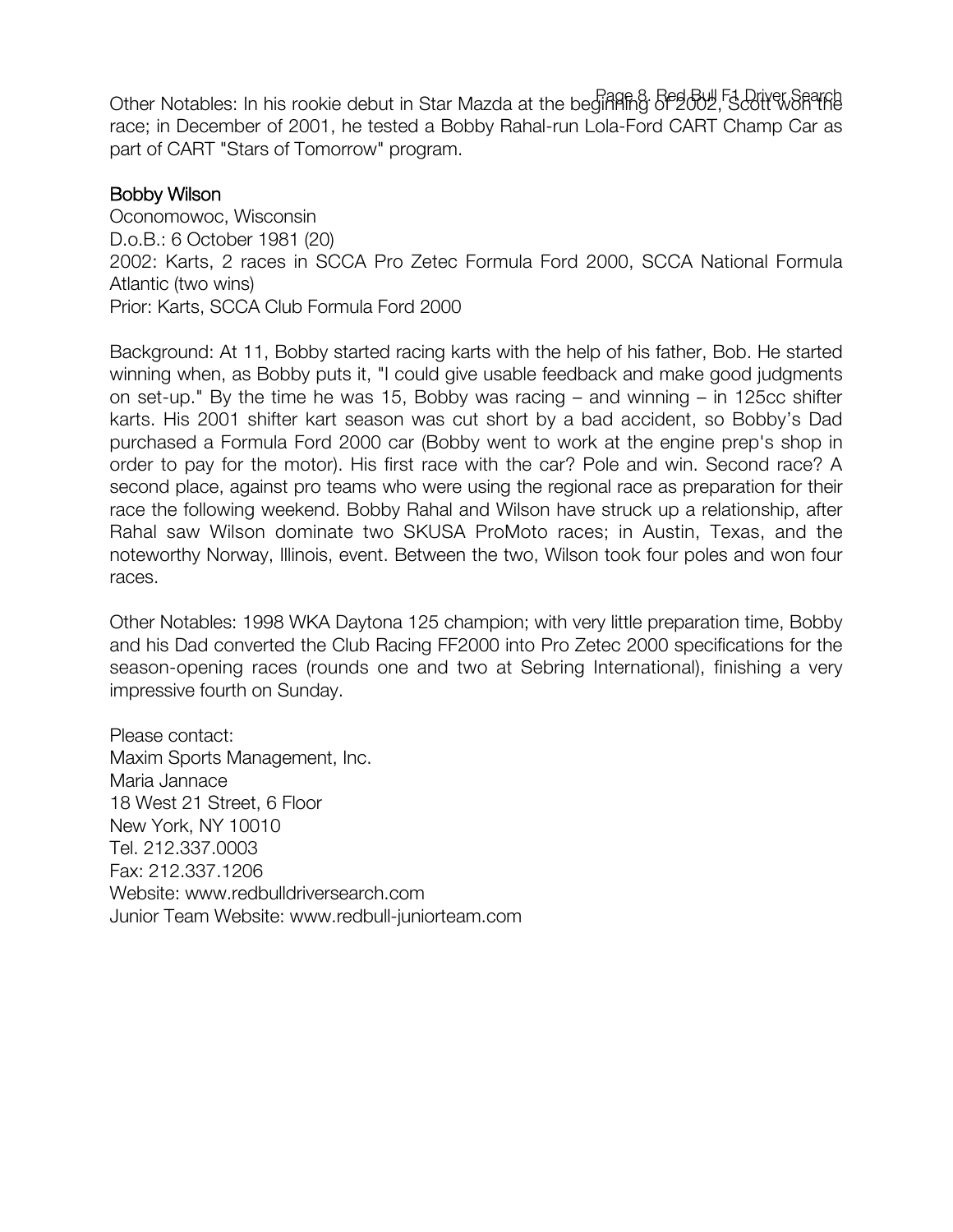Other Notables: In his rookie debut in Star Mazda at the beginning of 2002, Scott won the race; in December of 2001, he tested a Bobby Rahal-run Lola-Ford CART Champ Car as part of CART "Stars of Tomorrow" program.

## Bobby Wilson

Oconomowoc, Wisconsin
D.o.B.: 6 October 1981 (20)
2002: Karts, 2 races in SCCA Pro Zetec Formula Ford 2000, SCCA National Formula Atlantic (two wins)
Prior: Karts, SCCA Club Formula Ford 2000

Background: At 11, Bobby started racing karts with the help of his father, Bob. He started winning when, as Bobby puts it, "I could give usable feedback and make good judgments on set-up." By the time he was 15, Bobby was racing – and winning – in 125cc shifter karts. His 2001 shifter kart season was cut short by a bad accident, so Bobby's Dad purchased a Formula Ford 2000 car (Bobby went to work at the engine prep's shop in order to pay for the motor). His first race with the car? Pole and win. Second race? A second place, against pro teams who were using the regional race as preparation for their race the following weekend. Bobby Rahal and Wilson have struck up a relationship, after Rahal saw Wilson dominate two SKUSA ProMoto races; in Austin, Texas, and the noteworthy Norway, Illinois, event. Between the two, Wilson took four poles and won four races.

Other Notables: 1998 WKA Daytona 125 champion; with very little preparation time, Bobby and his Dad converted the Club Racing FF2000 into Pro Zetec 2000 specifications for the season-opening races (rounds one and two at Sebring International), finishing a very impressive fourth on Sunday.

Please contact:
Maxim Sports Management, Inc.
Maria Jannace
18 West 21 Street, 6 Floor
New York, NY 10010
Tel. 212.337.0003
Fax: 212.337.1206
Website: www.redbulldriversearch.com
Junior Team Website: www.redbull-juniorteam.com